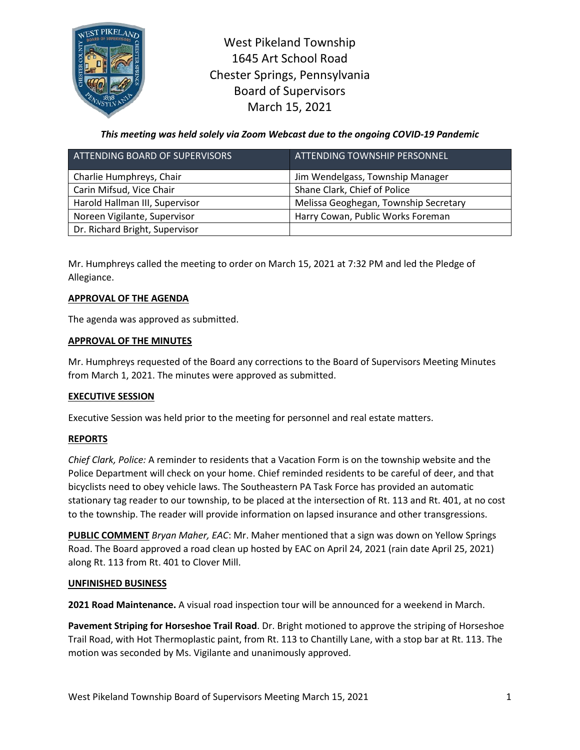# West Pikeland Township
## 1645 Art School Road
## Chester Springs, Pennsylvania
## Board of Supervisors
## March 15, 2021

***This meeting was held solely via Zoom Webcast due to the ongoing COVID-19 Pandemic***

| ATTENDING BOARD OF SUPERVISORS | ATTENDING TOWNSHIP PERSONNEL |
|---|---|
| Charlie Humphreys, Chair | Jim Wendelgass, Township Manager |
| Carin Mifsud, Vice Chair | Shane Clark, Chief of Police |
| Harold Hallman III, Supervisor | Melissa Geoghegan, Township Secretary |
| Noreen Vigilante, Supervisor | Harry Cowan, Public Works Foreman |
| Dr. Richard Bright, Supervisor | |

Mr. Humphreys called the meeting to order on March 15, 2021 at 7:32 PM and led the Pledge of Allegiance.

**APPROVAL OF THE AGENDA**

The agenda was approved as submitted.

**APPROVAL OF THE MINUTES**

Mr. Humphreys requested of the Board any corrections to the Board of Supervisors Meeting Minutes from March 1, 2021. The minutes were approved as submitted.

**EXECUTIVE SESSION**

Executive Session was held prior to the meeting for personnel and real estate matters.

**REPORTS**

*Chief Clark, Police:* A reminder to residents that a Vacation Form is on the township website and the Police Department will check on your home. Chief reminded residents to be careful of deer, and that bicyclists need to obey vehicle laws. The Southeastern PA Task Force has provided an automatic stationary tag reader to our township, to be placed at the intersection of Rt. 113 and Rt. 401, at no cost to the township. The reader will provide information on lapsed insurance and other transgressions.

**PUBLIC COMMENT** *Bryan Maher, EAC*: Mr. Maher mentioned that a sign was down on Yellow Springs Road. The Board approved a road clean up hosted by EAC on April 24, 2021 (rain date April 25, 2021) along Rt. 113 from Rt. 401 to Clover Mill.

**UNFINISHED BUSINESS**

**2021 Road Maintenance.** A visual road inspection tour will be announced for a weekend in March.

**Pavement Striping for Horseshoe Trail Road**. Dr. Bright motioned to approve the striping of Horseshoe Trail Road, with Hot Thermoplastic paint, from Rt. 113 to Chantilly Lane, with a stop bar at Rt. 113. The motion was seconded by Ms. Vigilante and unanimously approved.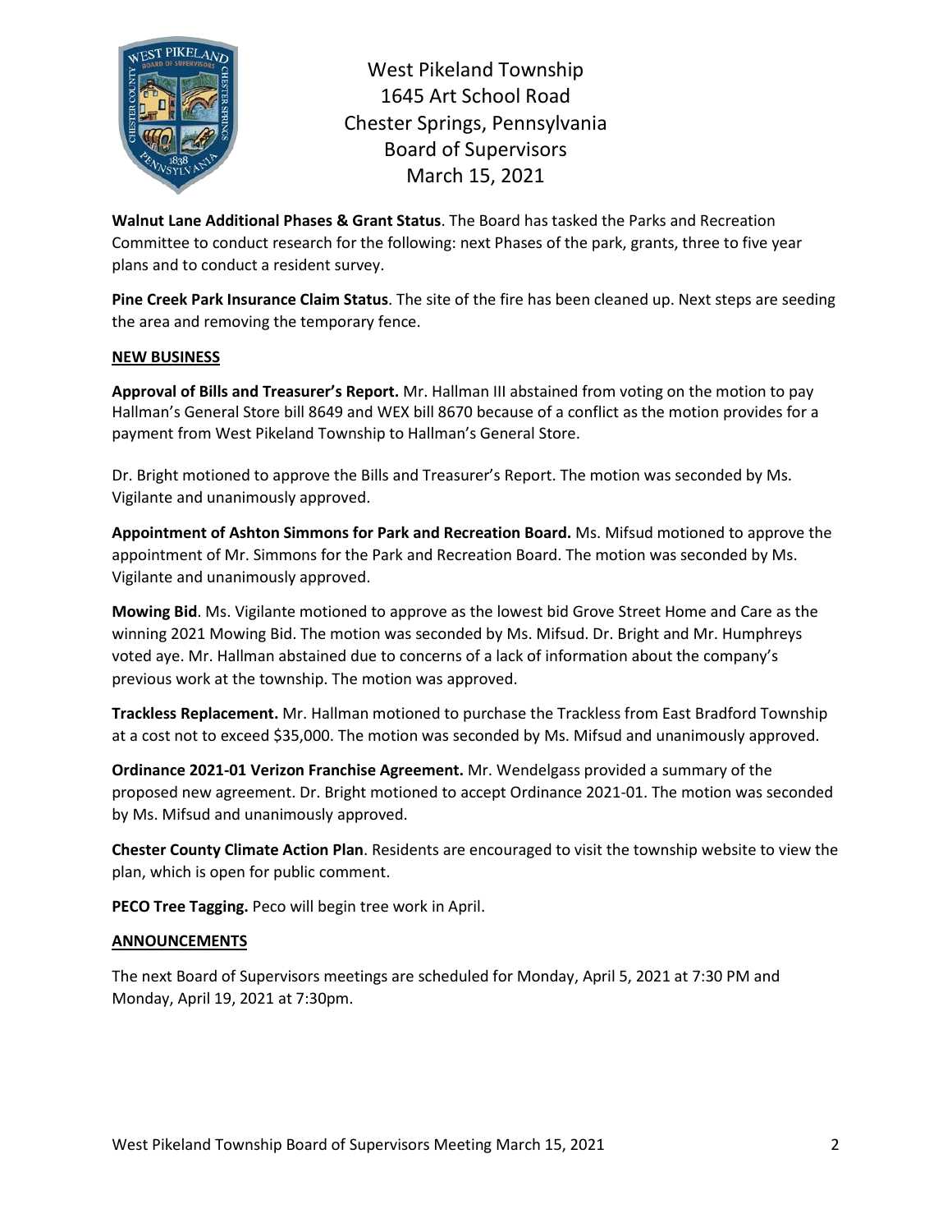West Pikeland Township
1645 Art School Road
Chester Springs, Pennsylvania
Board of Supervisors
March 15, 2021

**Walnut Lane Additional Phases & Grant Status**. The Board has tasked the Parks and Recreation Committee to conduct research for the following: next Phases of the park, grants, three to five year plans and to conduct a resident survey.

**Pine Creek Park Insurance Claim Status**. The site of the fire has been cleaned up. Next steps are seeding the area and removing the temporary fence.

## NEW BUSINESS

**Approval of Bills and Treasurer's Report.** Mr. Hallman III abstained from voting on the motion to pay Hallman's General Store bill 8649 and WEX bill 8670 because of a conflict as the motion provides for a payment from West Pikeland Township to Hallman's General Store.

Dr. Bright motioned to approve the Bills and Treasurer's Report. The motion was seconded by Ms. Vigilante and unanimously approved.

**Appointment of Ashton Simmons for Park and Recreation Board.** Ms. Mifsud motioned to approve the appointment of Mr. Simmons for the Park and Recreation Board. The motion was seconded by Ms. Vigilante and unanimously approved.

**Mowing Bid**. Ms. Vigilante motioned to approve as the lowest bid Grove Street Home and Care as the winning 2021 Mowing Bid. The motion was seconded by Ms. Mifsud. Dr. Bright and Mr. Humphreys voted aye. Mr. Hallman abstained due to concerns of a lack of information about the company's previous work at the township. The motion was approved.

**Trackless Replacement.** Mr. Hallman motioned to purchase the Trackless from East Bradford Township at a cost not to exceed $35,000. The motion was seconded by Ms. Mifsud and unanimously approved.

**Ordinance 2021-01 Verizon Franchise Agreement.** Mr. Wendelgass provided a summary of the proposed new agreement. Dr. Bright motioned to accept Ordinance 2021-01. The motion was seconded by Ms. Mifsud and unanimously approved.

**Chester County Climate Action Plan**. Residents are encouraged to visit the township website to view the plan, which is open for public comment.

**PECO Tree Tagging.** Peco will begin tree work in April.

## ANNOUNCEMENTS

The next Board of Supervisors meetings are scheduled for Monday, April 5, 2021 at 7:30 PM and Monday, April 19, 2021 at 7:30pm.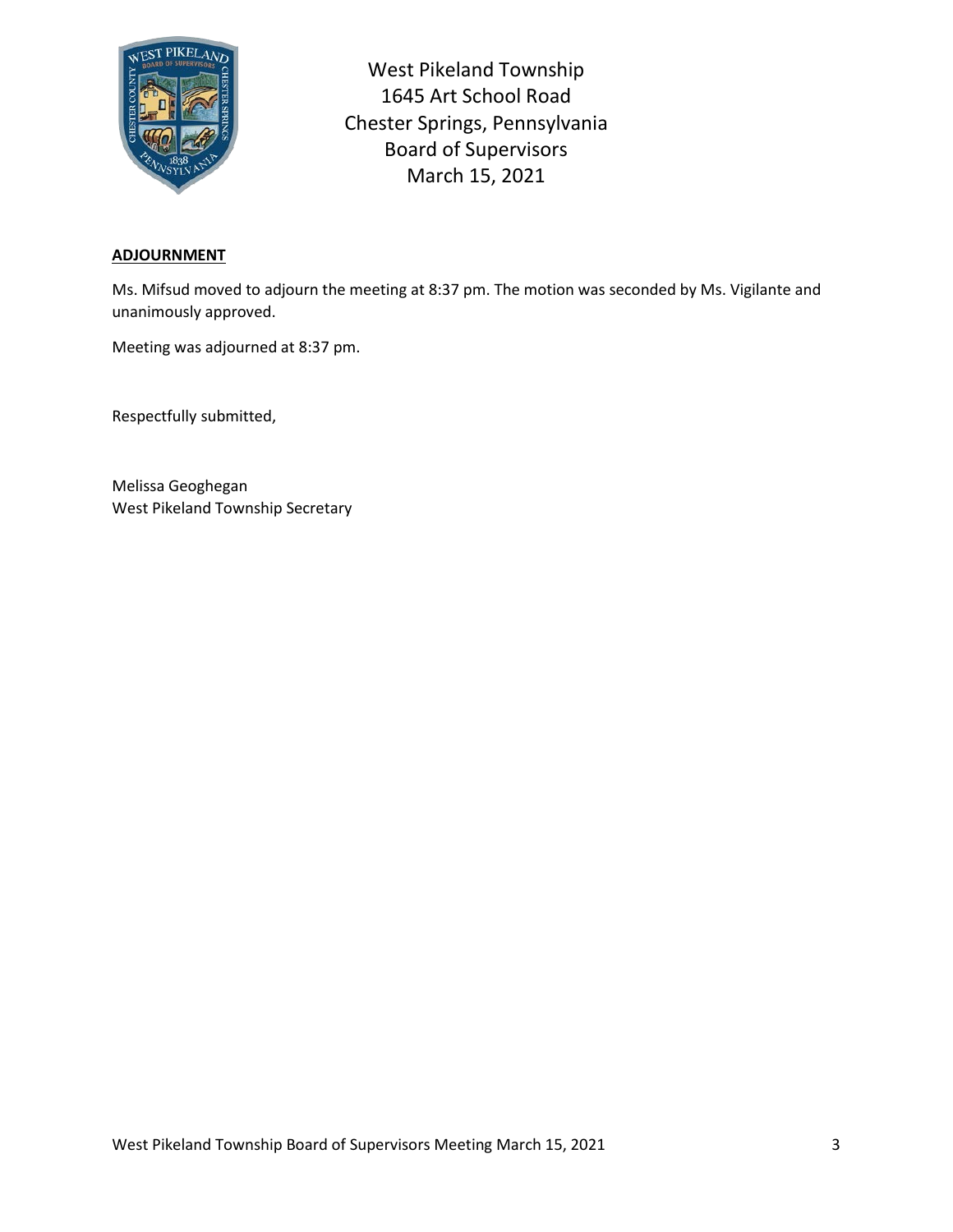West Pikeland Township
1645 Art School Road
Chester Springs, Pennsylvania
Board of Supervisors
March 15, 2021

**ADJOURNMENT**

Ms. Mifsud moved to adjourn the meeting at 8:37 pm. The motion was seconded by Ms. Vigilante and unanimously approved.

Meeting was adjourned at 8:37 pm.

Respectfully submitted,

Melissa Geoghegan
West Pikeland Township Secretary